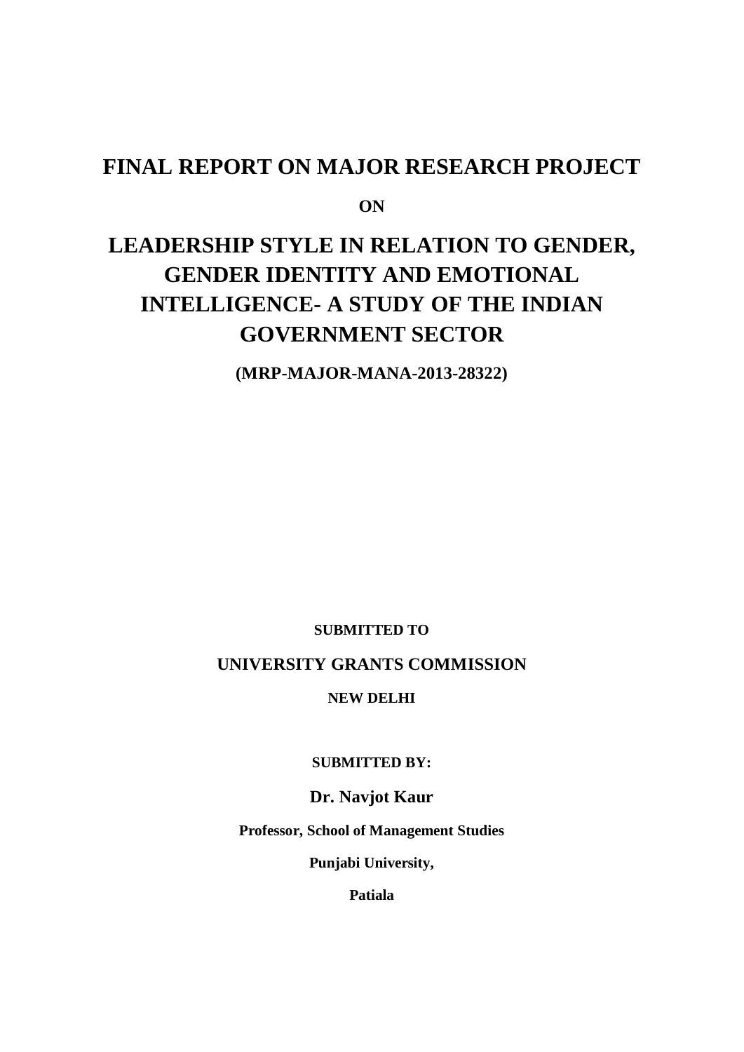# FINAL REPORT ON MAJOR RESEARCH PROJECT

**ON**

# LEADERSHIP STYLE IN RELATION TO GENDER, GENDER IDENTITY AND EMOTIONAL INTELLIGENCE- A STUDY OF THE INDIAN GOVERNMENT SECTOR

**(MRP-MAJOR-MANA-2013-28322)**

**SUBMITTED TO**

**UNIVERSITY GRANTS COMMISSION**

**NEW DELHI**

**SUBMITTED BY:**

**Dr. Navjot Kaur**

**Professor, School of Management Studies**

**Punjabi University,**

**Patiala**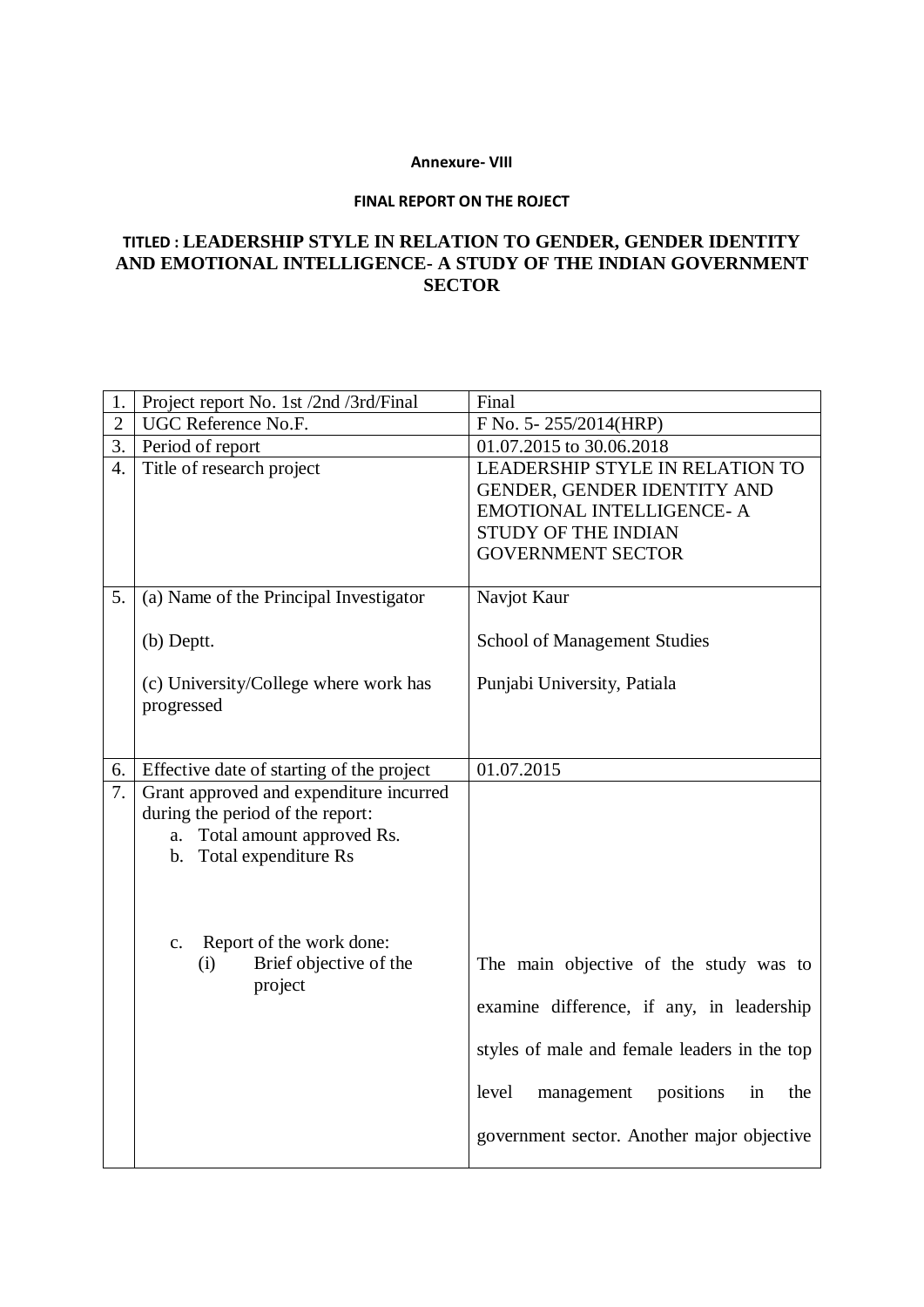**Annexure- VIII**

**FINAL REPORT ON THE ROJECT**

**TITLED : LEADERSHIP STYLE IN RELATION TO GENDER, GENDER IDENTITY AND EMOTIONAL INTELLIGENCE- A STUDY OF THE INDIAN GOVERNMENT SECTOR**

| | | |
|---|---|---|
| 1. | Project report No. 1st /2nd /3rd/Final | Final |
| 2 | UGC Reference No.F. | F No. 5- 255/2014(HRP) |
| 3. | Period of report | 01.07.2015 to 30.06.2018 |
| 4. | Title of research project | LEADERSHIP STYLE IN RELATION TO GENDER, GENDER IDENTITY AND EMOTIONAL INTELLIGENCE- A STUDY OF THE INDIAN GOVERNMENT SECTOR |
| 5. | (a) Name of the Principal Investigator<br><br>(b) Deptt.<br><br>(c) University/College where work has progressed | Navjot Kaur<br><br>School of Management Studies<br><br>Punjabi University, Patiala |
| 6. | Effective date of starting of the project | 01.07.2015 |
| 7. | Grant approved and expenditure incurred during the period of the report:<br>a. Total amount approved Rs.<br>b. Total expenditure Rs<br><br>c. Report of the work done:<br>(i) Brief objective of the project | <br><br><br><br><br>The main objective of the study was to examine difference, if any, in leadership styles of male and female leaders in the top level management positions in the government sector. Another major objective |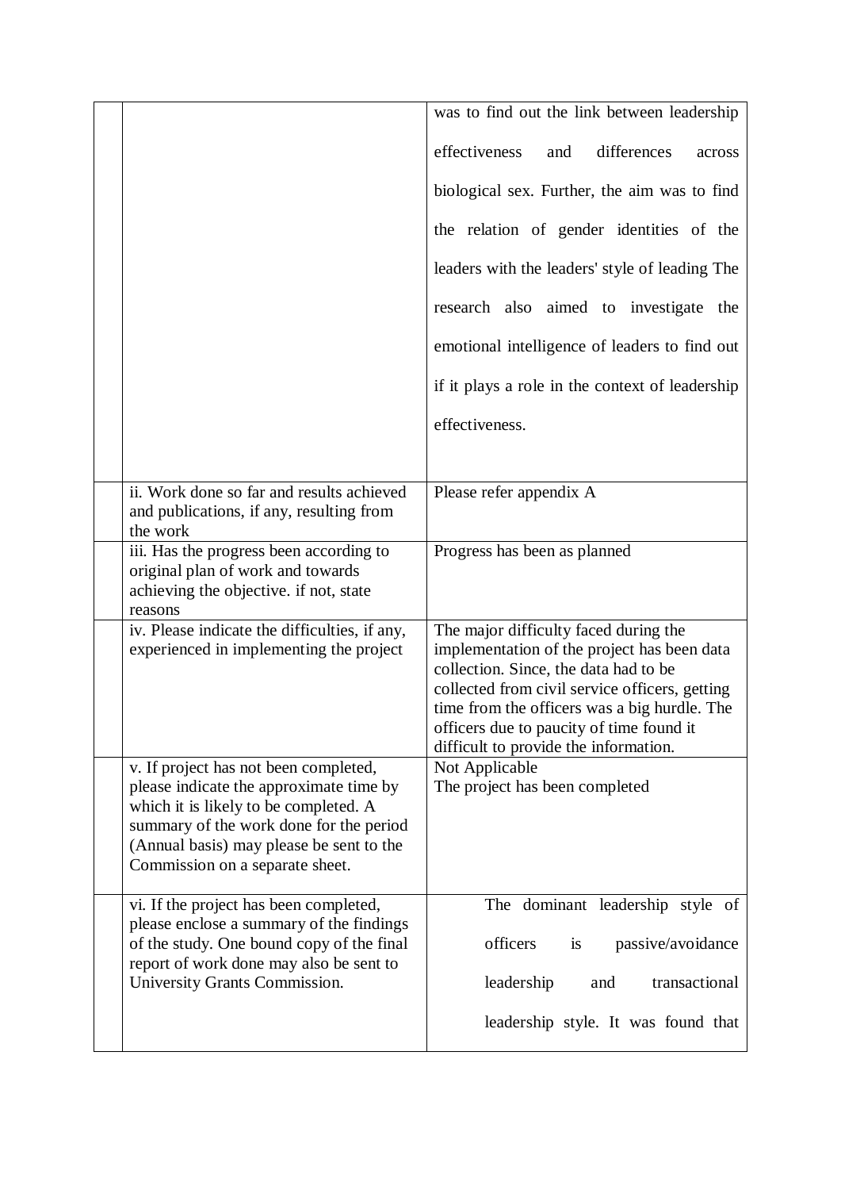|  |  |  |
| --- | --- | --- |
|  |  | was to find out the link between leadership effectiveness and differences across biological sex. Further, the aim was to find the relation of gender identities of the leaders with the leaders' style of leading The research also aimed to investigate the emotional intelligence of leaders to find out if it plays a role in the context of leadership effectiveness. |
|  | ii. Work done so far and results achieved and publications, if any, resulting from the work | Please refer appendix A |
|  | iii. Has the progress been according to original plan of work and towards achieving the objective. if not, state reasons | Progress has been as planned |
|  | iv. Please indicate the difficulties, if any, experienced in implementing the project | The major difficulty faced during the implementation of the project has been data collection. Since, the data had to be collected from civil service officers, getting time from the officers was a big hurdle. The officers due to paucity of time found it difficult to provide the information. |
|  | v. If project has not been completed, please indicate the approximate time by which it is likely to be completed. A summary of the work done for the period (Annual basis) may please be sent to the Commission on a separate sheet. | Not Applicable<br>The project has been completed |
|  | vi. If the project has been completed, please enclose a summary of the findings of the study. One bound copy of the final report of work done may also be sent to University Grants Commission. | The dominant leadership style of officers is passive/avoidance leadership and transactional leadership style. It was found that |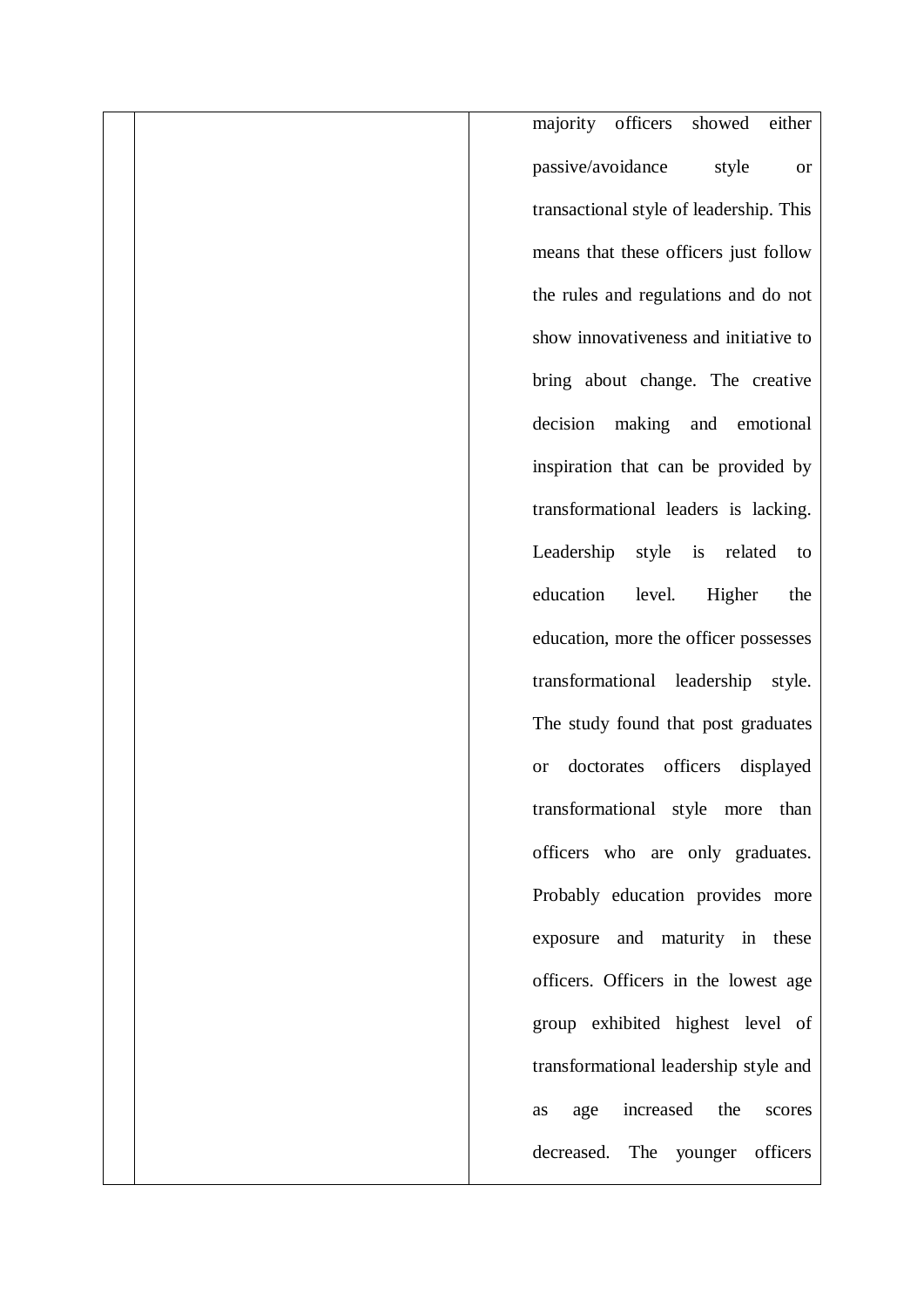|  |  | majority officers showed either passive/avoidance style or transactional style of leadership. This means that these officers just follow the rules and regulations and do not show innovativeness and initiative to bring about change. The creative decision making and emotional inspiration that can be provided by transformational leaders is lacking. Leadership style is related to education level. Higher the education, more the officer possesses transformational leadership style. The study found that post graduates or doctorates officers displayed transformational style more than officers who are only graduates. Probably education provides more exposure and maturity in these officers. Officers in the lowest age group exhibited highest level of transformational leadership style and as age increased the scores decreased. The younger officers |
|---|---|---|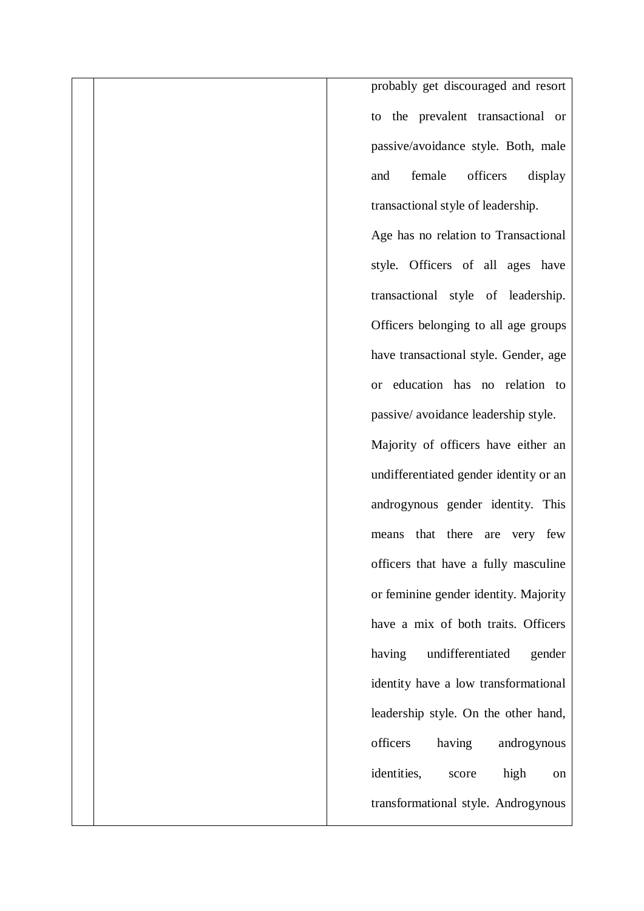| | | |
|---|---|---|
| | | probably get discouraged and resort to the prevalent transactional or passive/avoidance style. Both, male and female officers display transactional style of leadership.<br>Age has no relation to Transactional style. Officers of all ages have transactional style of leadership. Officers belonging to all age groups have transactional style. Gender, age or education has no relation to passive/ avoidance leadership style.<br>Majority of officers have either an undifferentiated gender identity or an androgynous gender identity. This means that there are very few officers that have a fully masculine or feminine gender identity. Majority have a mix of both traits. Officers having undifferentiated gender identity have a low transformational leadership style. On the other hand, officers having androgynous identities, score high on transformational style. Androgynous |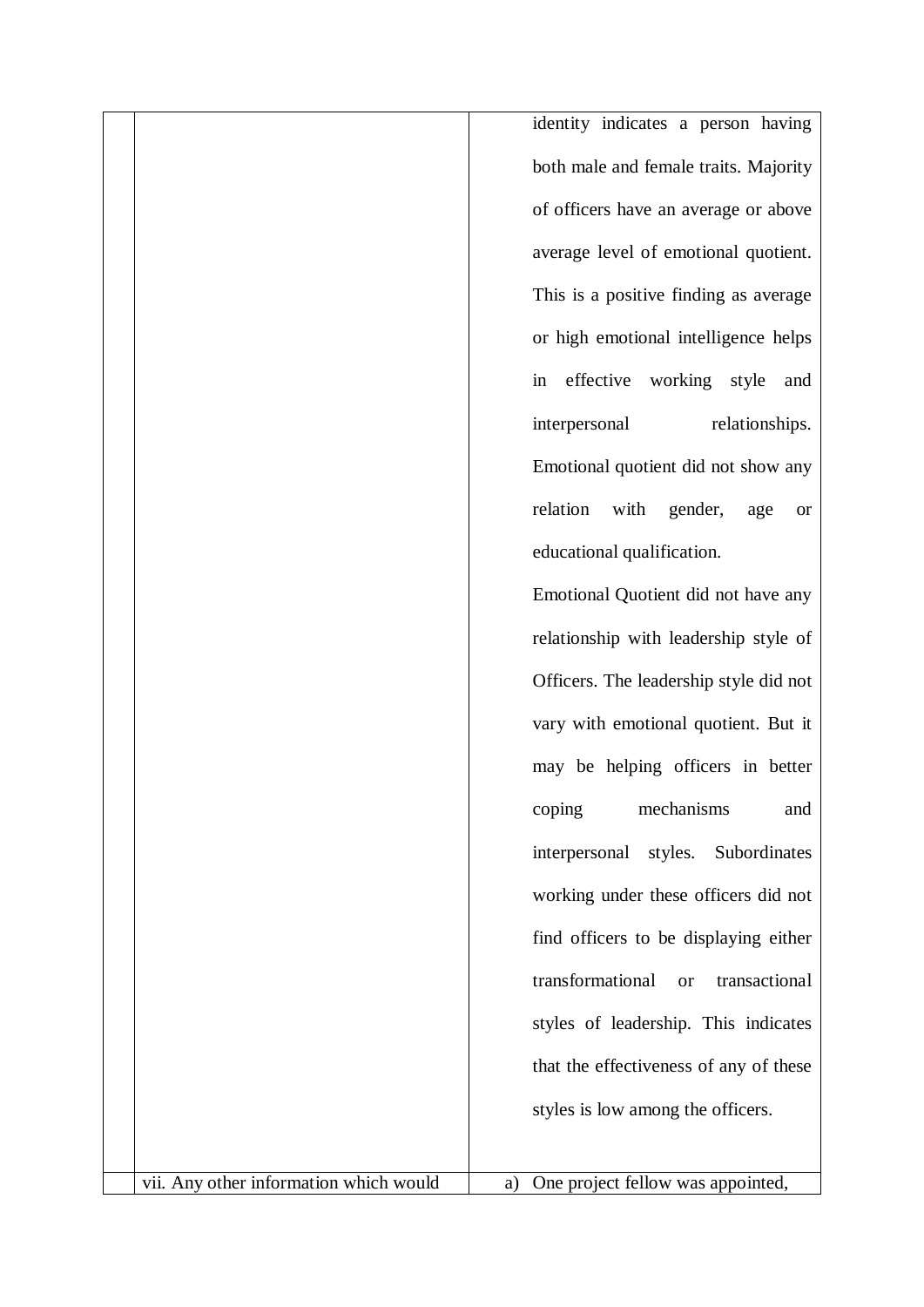| | | |
|---|---|---|
| | | identity indicates a person having both male and female traits. Majority of officers have an average or above average level of emotional quotient. This is a positive finding as average or high emotional intelligence helps in effective working style and interpersonal relationships. Emotional quotient did not show any relation with gender, age or educational qualification.<br>Emotional Quotient did not have any relationship with leadership style of Officers. The leadership style did not vary with emotional quotient. But it may be helping officers in better coping mechanisms and interpersonal styles. Subordinates working under these officers did not find officers to be displaying either transformational or transactional styles of leadership. This indicates that the effectiveness of any of these styles is low among the officers. |
| | vii. Any other information which would | a) One project fellow was appointed, |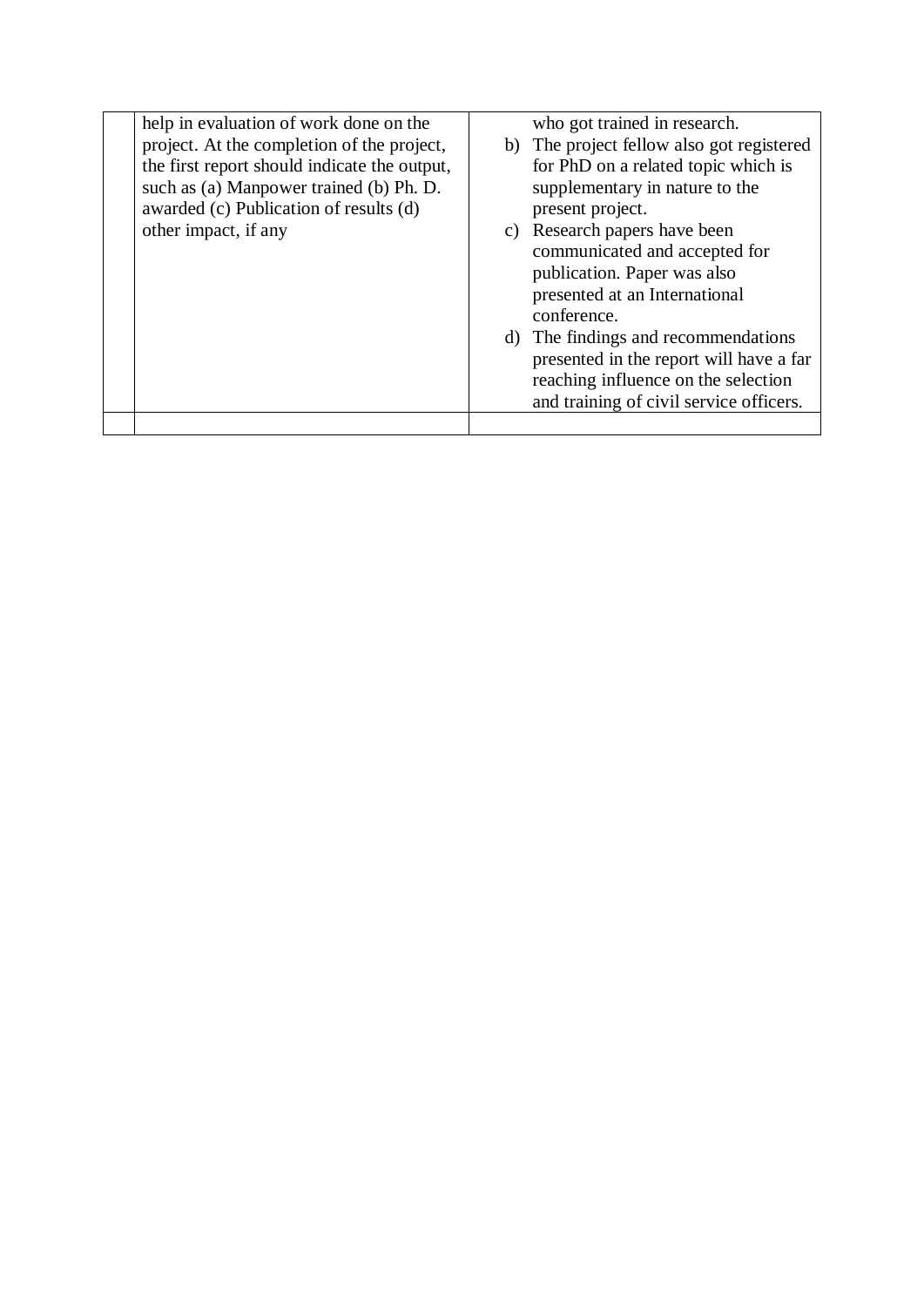|  |  |  |
|---|---|---|
|  | help in evaluation of work done on the project. At the completion of the project, the first report should indicate the output, such as (a) Manpower trained (b) Ph. D. awarded (c) Publication of results (d) other impact, if any | who got trained in research.<br>b) The project fellow also got registered for PhD on a related topic which is supplementary in nature to the present project.<br>c) Research papers have been communicated and accepted for publication. Paper was also presented at an International conference.<br>d) The findings and recommendations presented in the report will have a far reaching influence on the selection and training of civil service officers. |
|  |  |  |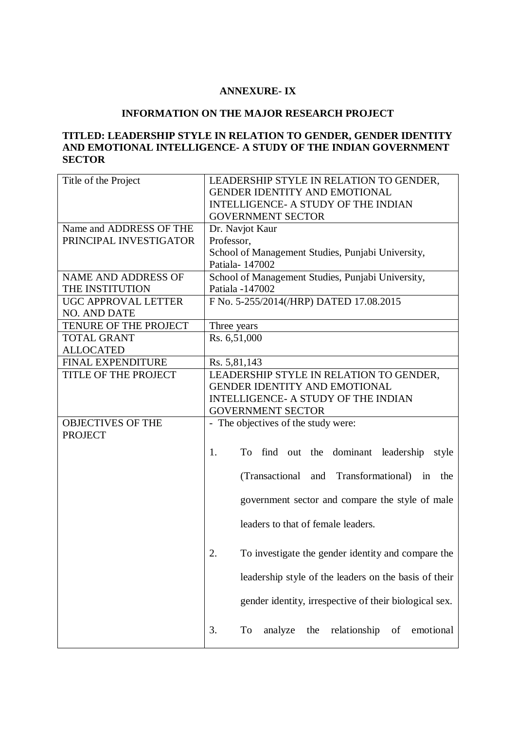**ANNEXURE- IX**

**INFORMATION ON THE MAJOR RESEARCH PROJECT**

**TITLED: LEADERSHIP STYLE IN RELATION TO GENDER, GENDER IDENTITY AND EMOTIONAL INTELLIGENCE- A STUDY OF THE INDIAN GOVERNMENT SECTOR**

| | |
|---|---|
| Title of the Project | LEADERSHIP STYLE IN RELATION TO GENDER, GENDER IDENTITY AND EMOTIONAL INTELLIGENCE- A STUDY OF THE INDIAN GOVERNMENT SECTOR |
| Name and ADDRESS OF THE PRINCIPAL INVESTIGATOR | Dr. Navjot Kaur<br>Professor,<br>School of Management Studies, Punjabi University, Patiala- 147002 |
| NAME AND ADDRESS OF THE INSTITUTION | School of Management Studies, Punjabi University, Patiala -147002 |
| UGC APPROVAL LETTER NO. AND DATE | F No. 5-255/2014(/HRP) DATED 17.08.2015 |
| TENURE OF THE PROJECT | Three years |
| TOTAL GRANT ALLOCATED | Rs. 6,51,000 |
| FINAL EXPENDITURE | Rs. 5,81,143 |
| TITLE OF THE PROJECT | LEADERSHIP STYLE IN RELATION TO GENDER, GENDER IDENTITY AND EMOTIONAL INTELLIGENCE- A STUDY OF THE INDIAN GOVERNMENT SECTOR |
| OBJECTIVES OF THE PROJECT | - The objectives of the study were:<br>1. To find out the dominant leadership style (Transactional and Transformational) in the government sector and compare the style of male leaders to that of female leaders.<br>2. To investigate the gender identity and compare the leadership style of the leaders on the basis of their gender identity, irrespective of their biological sex.<br>3. To analyze the relationship of emotional |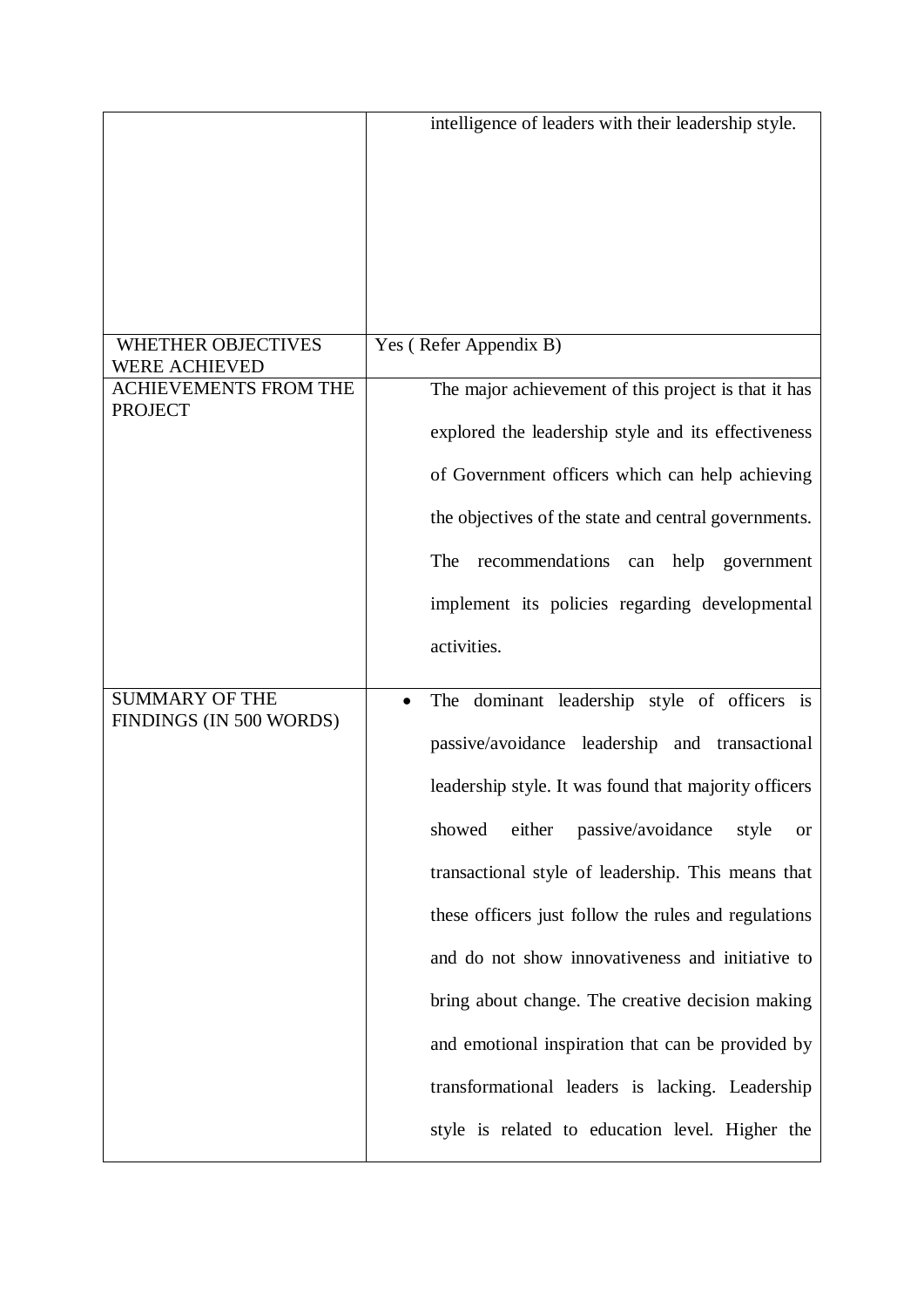| | |
|---|---|
| | intelligence of leaders with their leadership style. |
| WHETHER OBJECTIVES WERE ACHIEVED | Yes ( Refer Appendix B) |
| ACHIEVEMENTS FROM THE PROJECT | The major achievement of this project is that it has explored the leadership style and its effectiveness of Government officers which can help achieving the objectives of the state and central governments. The recommendations can help government implement its policies regarding developmental activities. |
| SUMMARY OF THE FINDINGS (IN 500 WORDS) | • The dominant leadership style of officers is passive/avoidance leadership and transactional leadership style. It was found that majority officers showed either passive/avoidance style or transactional style of leadership. This means that these officers just follow the rules and regulations and do not show innovativeness and initiative to bring about change. The creative decision making and emotional inspiration that can be provided by transformational leaders is lacking. Leadership style is related to education level. Higher the |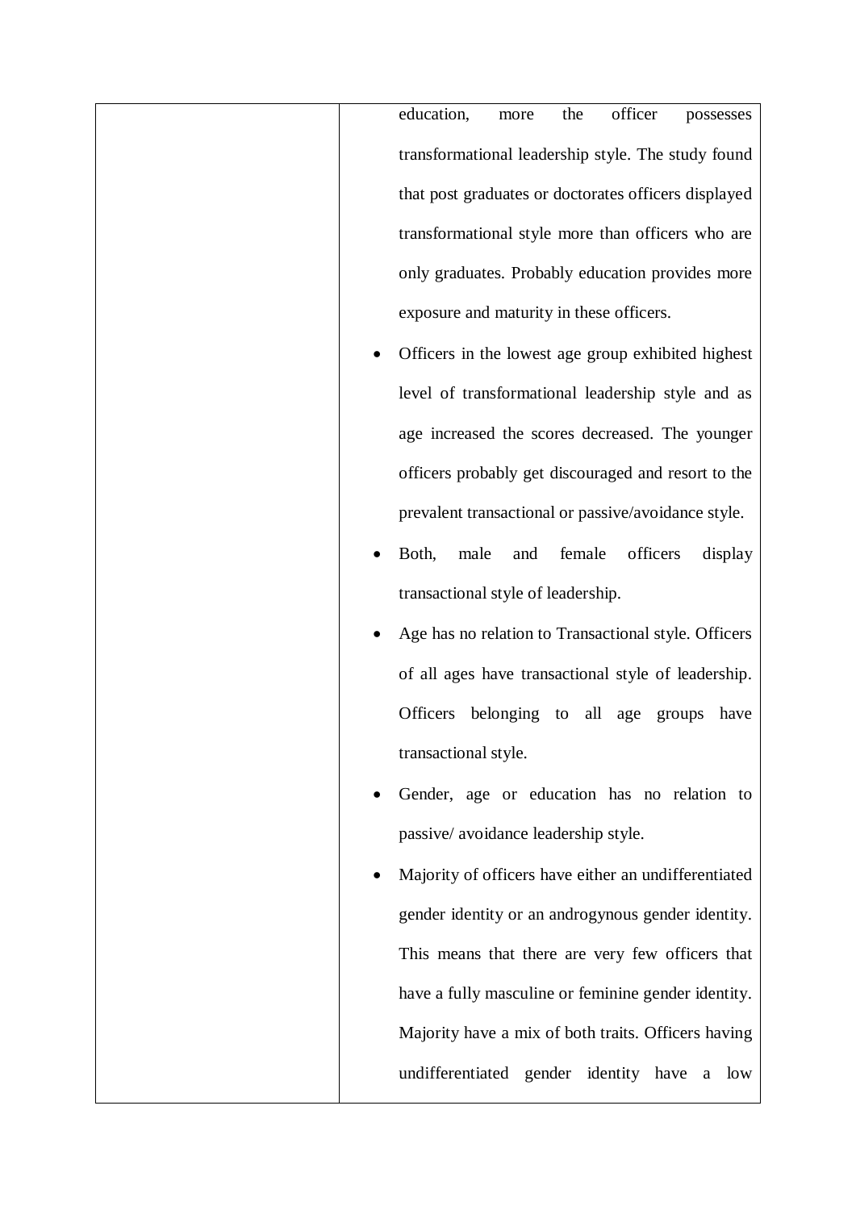| | |
|---|---|
| | education, more the officer possesses transformational leadership style. The study found that post graduates or doctorates officers displayed transformational style more than officers who are only graduates. Probably education provides more exposure and maturity in these officers.<br>• Officers in the lowest age group exhibited highest level of transformational leadership style and as age increased the scores decreased. The younger officers probably get discouraged and resort to the prevalent transactional or passive/avoidance style.<br>• Both, male and female officers display transactional style of leadership.<br>• Age has no relation to Transactional style. Officers of all ages have transactional style of leadership. Officers belonging to all age groups have transactional style.<br>• Gender, age or education has no relation to passive/ avoidance leadership style.<br>• Majority of officers have either an undifferentiated gender identity or an androgynous gender identity. This means that there are very few officers that have a fully masculine or feminine gender identity. Majority have a mix of both traits. Officers having undifferentiated gender identity have a low |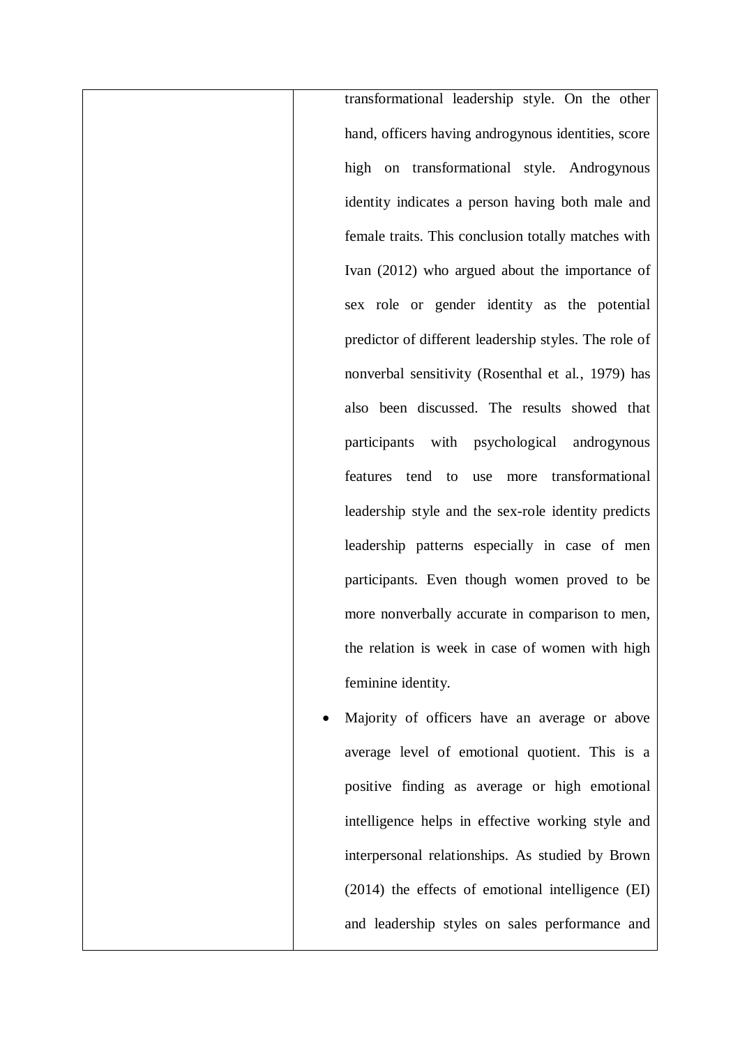| | |
|---|---|
| | transformational leadership style. On the other hand, officers having androgynous identities, score high on transformational style. Androgynous identity indicates a person having both male and female traits. This conclusion totally matches with Ivan (2012) who argued about the importance of sex role or gender identity as the potential predictor of different leadership styles. The role of nonverbal sensitivity (Rosenthal et al., 1979) has also been discussed. The results showed that participants with psychological androgynous features tend to use more transformational leadership style and the sex-role identity predicts leadership patterns especially in case of men participants. Even though women proved to be more nonverbally accurate in comparison to men, the relation is week in case of women with high feminine identity.<br>• Majority of officers have an average or above average level of emotional quotient. This is a positive finding as average or high emotional intelligence helps in effective working style and interpersonal relationships. As studied by Brown (2014) the effects of emotional intelligence (EI) and leadership styles on sales performance and |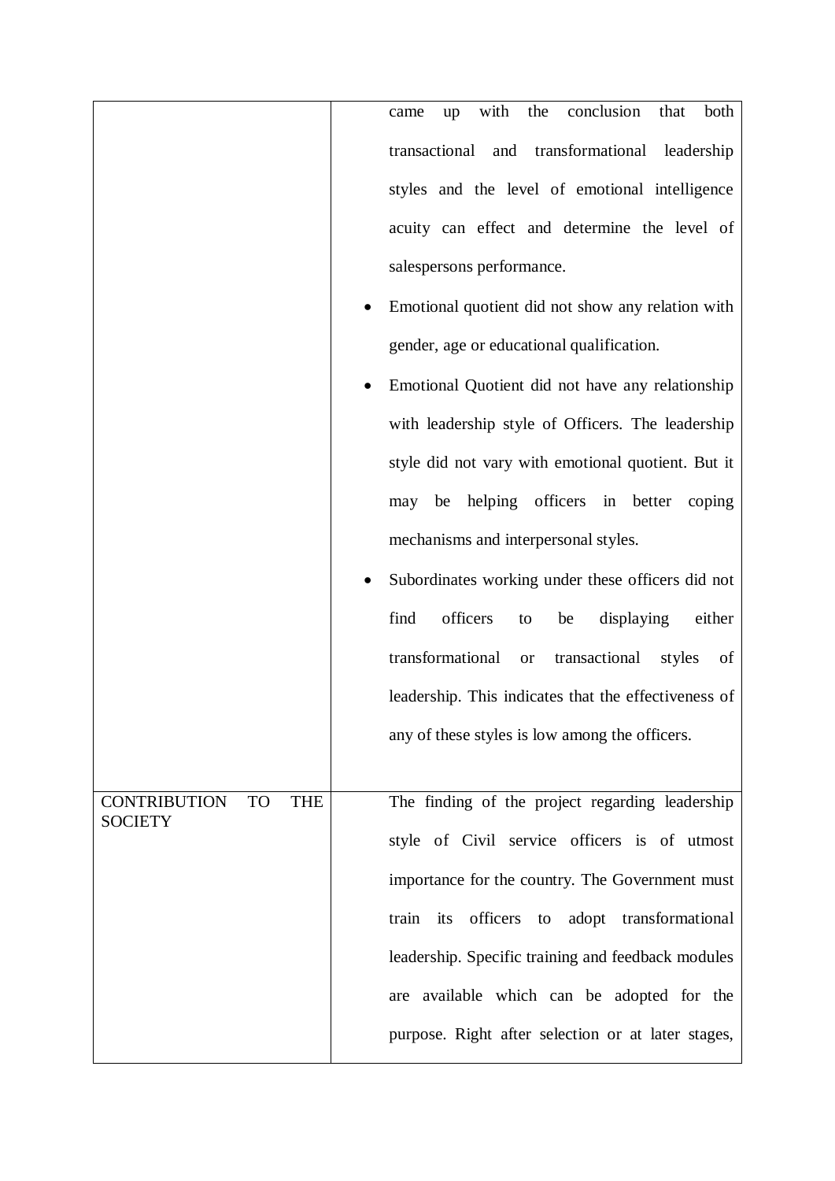| | |
|---|---|
| | came up with the conclusion that both transactional and transformational leadership styles and the level of emotional intelligence acuity can effect and determine the level of salespersons performance.<br>• Emotional quotient did not show any relation with gender, age or educational qualification.<br>• Emotional Quotient did not have any relationship with leadership style of Officers. The leadership style did not vary with emotional quotient. But it may be helping officers in better coping mechanisms and interpersonal styles.<br>• Subordinates working under these officers did not find officers to be displaying either transformational or transactional styles of leadership. This indicates that the effectiveness of any of these styles is low among the officers. |
| CONTRIBUTION TO THE SOCIETY | The finding of the project regarding leadership style of Civil service officers is of utmost importance for the country. The Government must train its officers to adopt transformational leadership. Specific training and feedback modules are available which can be adopted for the purpose. Right after selection or at later stages, |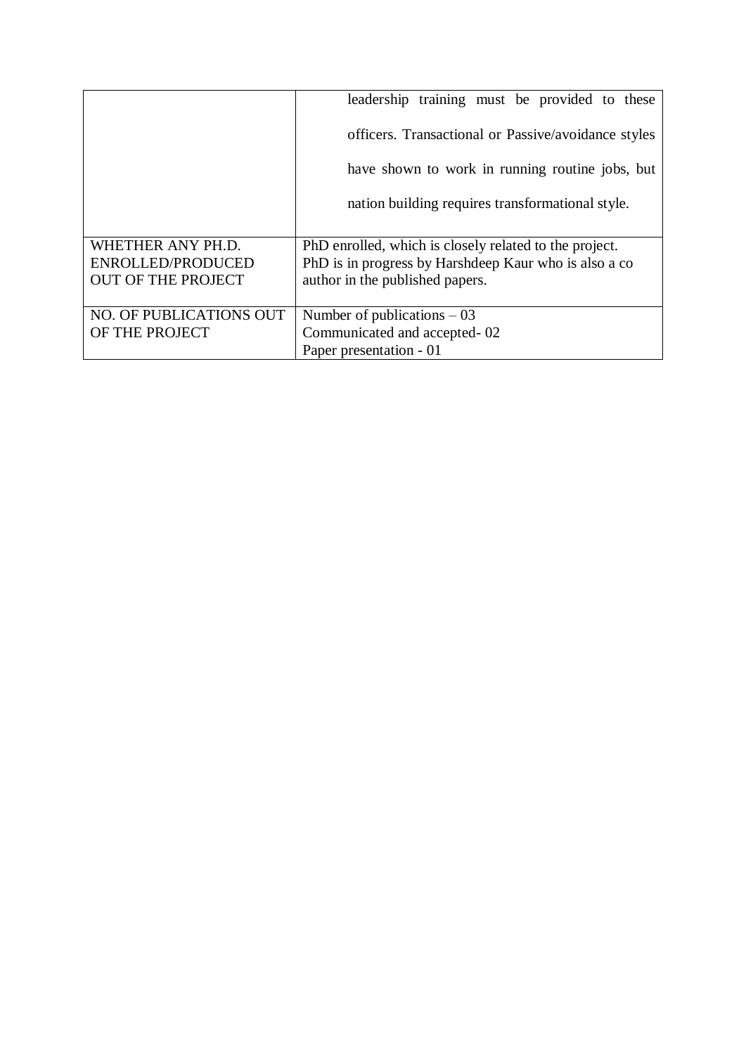| | |
|---|---|
| | leadership training must be provided to these officers. Transactional or Passive/avoidance styles have shown to work in running routine jobs, but nation building requires transformational style. |
| WHETHER ANY PH.D. ENROLLED/PRODUCED OUT OF THE PROJECT | PhD enrolled, which is closely related to the project. PhD is in progress by Harshdeep Kaur who is also a co author in the published papers. |
| NO. OF PUBLICATIONS OUT OF THE PROJECT | Number of publications – 03<br>Communicated and accepted- 02<br>Paper presentation - 01 |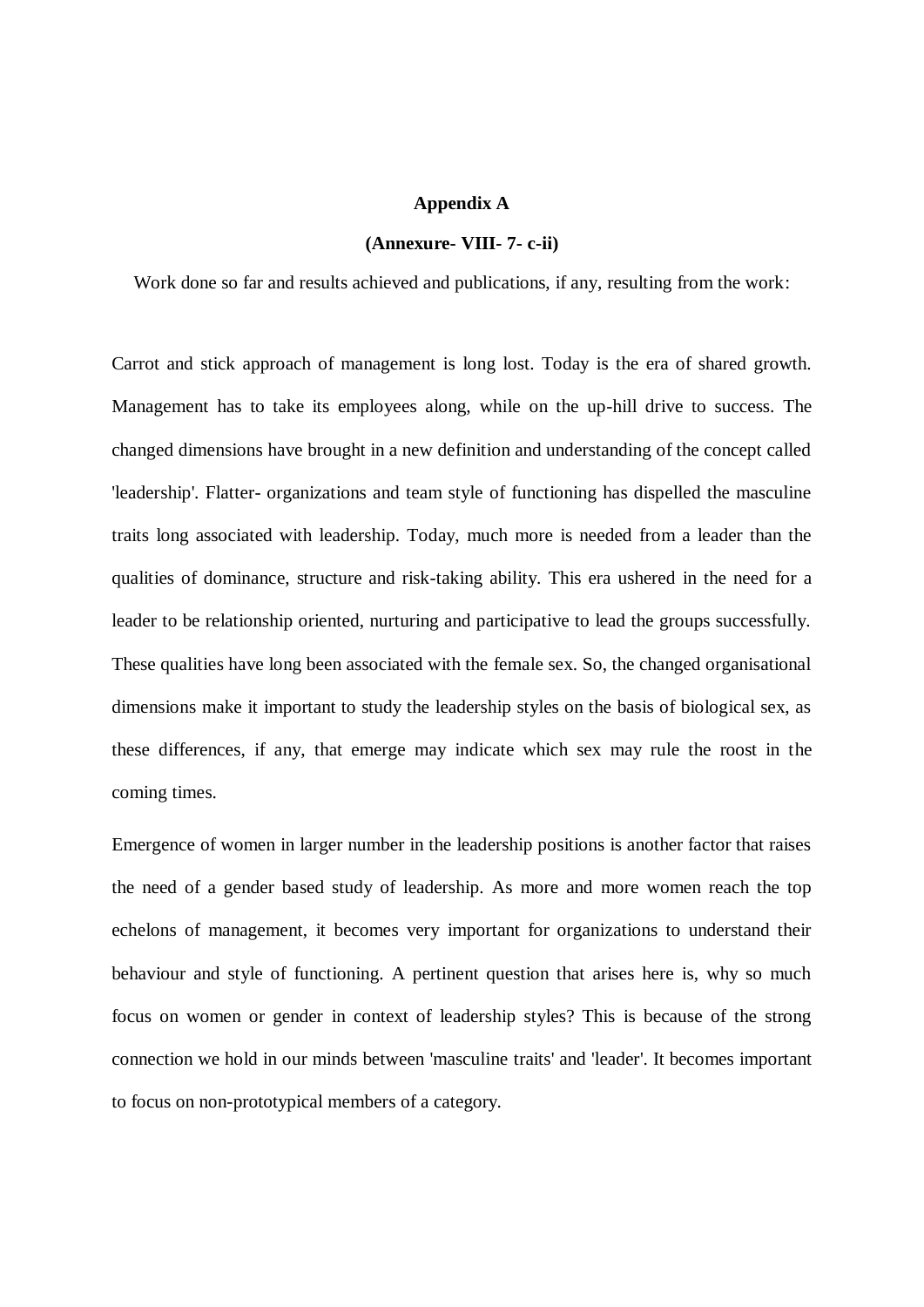**Appendix A**

**(Annexure- VIII- 7- c-ii)**

Work done so far and results achieved and publications, if any, resulting from the work:

Carrot and stick approach of management is long lost. Today is the era of shared growth. Management has to take its employees along, while on the up-hill drive to success. The changed dimensions have brought in a new definition and understanding of the concept called 'leadership'. Flatter- organizations and team style of functioning has dispelled the masculine traits long associated with leadership. Today, much more is needed from a leader than the qualities of dominance, structure and risk-taking ability. This era ushered in the need for a leader to be relationship oriented, nurturing and participative to lead the groups successfully. These qualities have long been associated with the female sex. So, the changed organisational dimensions make it important to study the leadership styles on the basis of biological sex, as these differences, if any, that emerge may indicate which sex may rule the roost in the coming times.

Emergence of women in larger number in the leadership positions is another factor that raises the need of a gender based study of leadership. As more and more women reach the top echelons of management, it becomes very important for organizations to understand their behaviour and style of functioning. A pertinent question that arises here is, why so much focus on women or gender in context of leadership styles? This is because of the strong connection we hold in our minds between 'masculine traits' and 'leader'. It becomes important to focus on non-prototypical members of a category.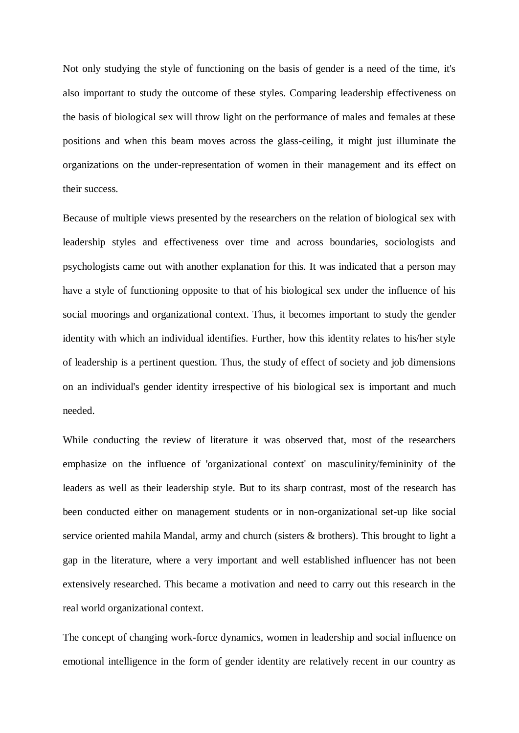Not only studying the style of functioning on the basis of gender is a need of the time, it's also important to study the outcome of these styles. Comparing leadership effectiveness on the basis of biological sex will throw light on the performance of males and females at these positions and when this beam moves across the glass-ceiling, it might just illuminate the organizations on the under-representation of women in their management and its effect on their success.

Because of multiple views presented by the researchers on the relation of biological sex with leadership styles and effectiveness over time and across boundaries, sociologists and psychologists came out with another explanation for this. It was indicated that a person may have a style of functioning opposite to that of his biological sex under the influence of his social moorings and organizational context. Thus, it becomes important to study the gender identity with which an individual identifies. Further, how this identity relates to his/her style of leadership is a pertinent question. Thus, the study of effect of society and job dimensions on an individual's gender identity irrespective of his biological sex is important and much needed.

While conducting the review of literature it was observed that, most of the researchers emphasize on the influence of 'organizational context' on masculinity/femininity of the leaders as well as their leadership style. But to its sharp contrast, most of the research has been conducted either on management students or in non-organizational set-up like social service oriented mahila Mandal, army and church (sisters & brothers). This brought to light a gap in the literature, where a very important and well established influencer has not been extensively researched. This became a motivation and need to carry out this research in the real world organizational context.

The concept of changing work-force dynamics, women in leadership and social influence on emotional intelligence in the form of gender identity are relatively recent in our country as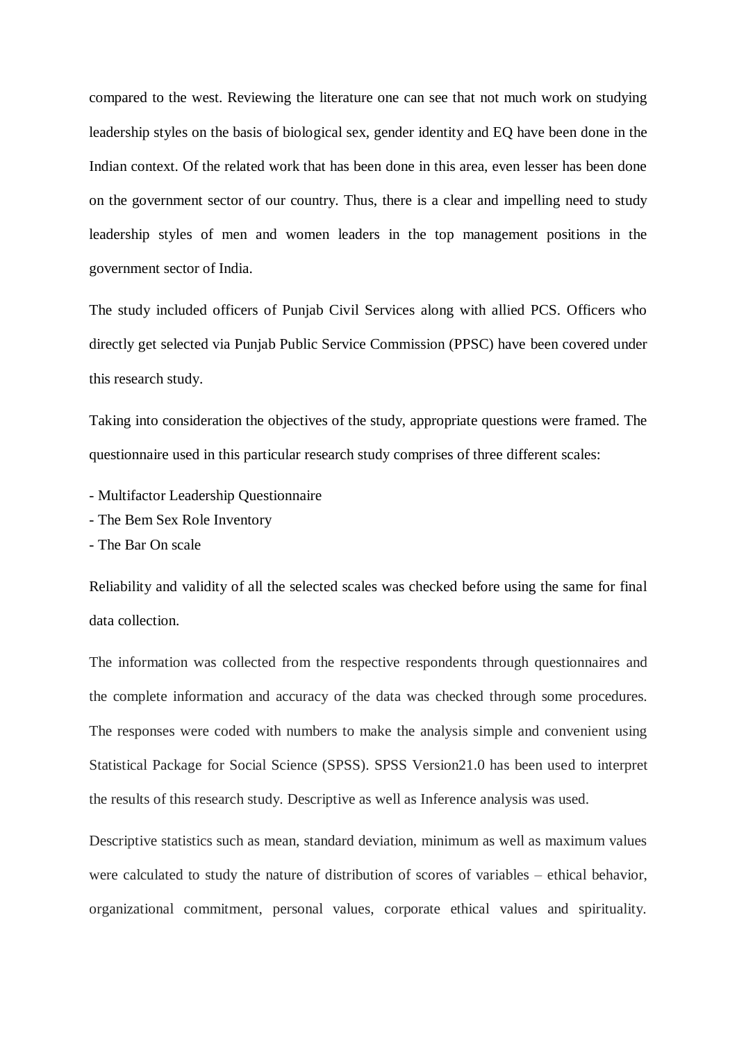compared to the west. Reviewing the literature one can see that not much work on studying leadership styles on the basis of biological sex, gender identity and EQ have been done in the Indian context. Of the related work that has been done in this area, even lesser has been done on the government sector of our country. Thus, there is a clear and impelling need to study leadership styles of men and women leaders in the top management positions in the government sector of India.

The study included officers of Punjab Civil Services along with allied PCS. Officers who directly get selected via Punjab Public Service Commission (PPSC) have been covered under this research study.

Taking into consideration the objectives of the study, appropriate questions were framed. The questionnaire used in this particular research study comprises of three different scales:

- Multifactor Leadership Questionnaire
- The Bem Sex Role Inventory
- The Bar On scale

Reliability and validity of all the selected scales was checked before using the same for final data collection.

The information was collected from the respective respondents through questionnaires and the complete information and accuracy of the data was checked through some procedures. The responses were coded with numbers to make the analysis simple and convenient using Statistical Package for Social Science (SPSS). SPSS Version21.0 has been used to interpret the results of this research study. Descriptive as well as Inference analysis was used.

Descriptive statistics such as mean, standard deviation, minimum as well as maximum values were calculated to study the nature of distribution of scores of variables – ethical behavior, organizational commitment, personal values, corporate ethical values and spirituality.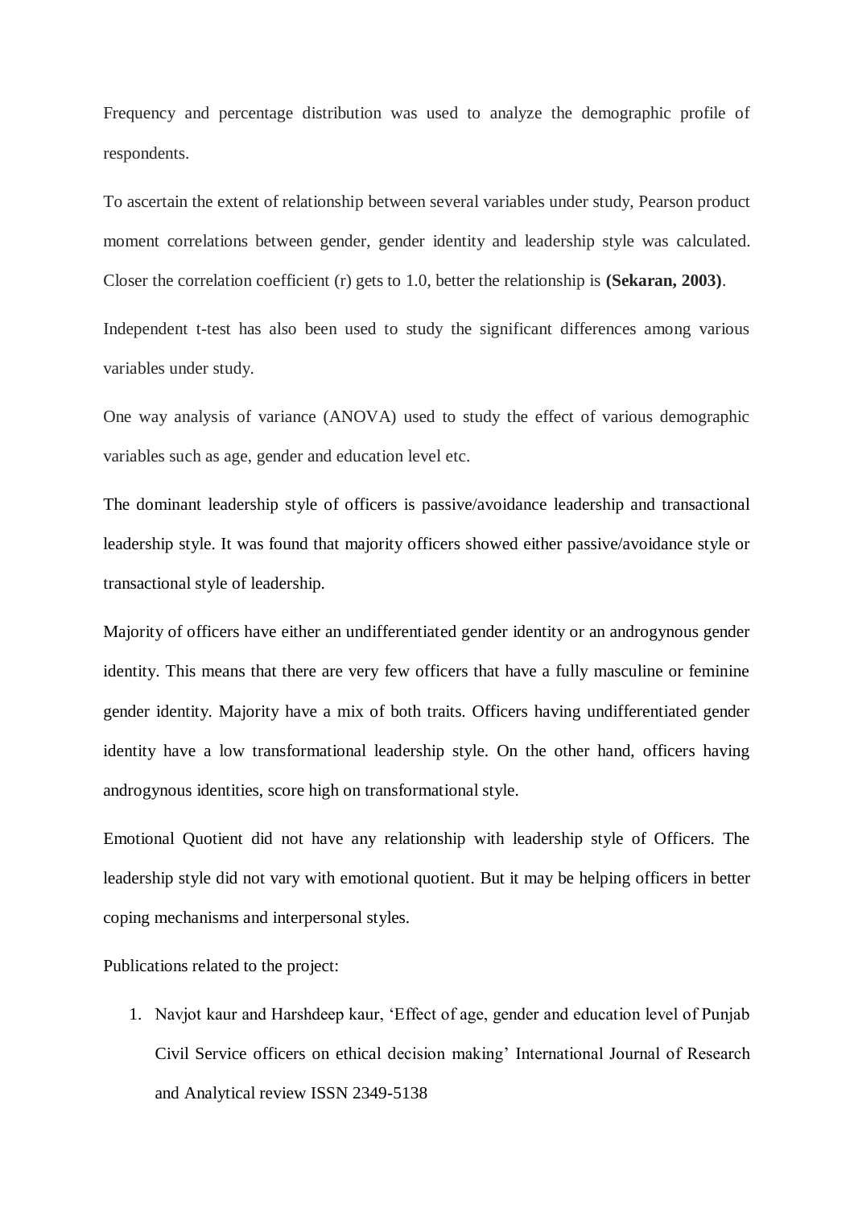Frequency and percentage distribution was used to analyze the demographic profile of respondents.

To ascertain the extent of relationship between several variables under study, Pearson product moment correlations between gender, gender identity and leadership style was calculated. Closer the correlation coefficient (r) gets to 1.0, better the relationship is **(Sekaran, 2003)**.

Independent t-test has also been used to study the significant differences among various variables under study.

One way analysis of variance (ANOVA) used to study the effect of various demographic variables such as age, gender and education level etc.

The dominant leadership style of officers is passive/avoidance leadership and transactional leadership style. It was found that majority officers showed either passive/avoidance style or transactional style of leadership.

Majority of officers have either an undifferentiated gender identity or an androgynous gender identity. This means that there are very few officers that have a fully masculine or feminine gender identity. Majority have a mix of both traits. Officers having undifferentiated gender identity have a low transformational leadership style. On the other hand, officers having androgynous identities, score high on transformational style.

Emotional Quotient did not have any relationship with leadership style of Officers. The leadership style did not vary with emotional quotient. But it may be helping officers in better coping mechanisms and interpersonal styles.

Publications related to the project:

1. Navjot kaur and Harshdeep kaur, 'Effect of age, gender and education level of Punjab Civil Service officers on ethical decision making' International Journal of Research and Analytical review ISSN 2349-5138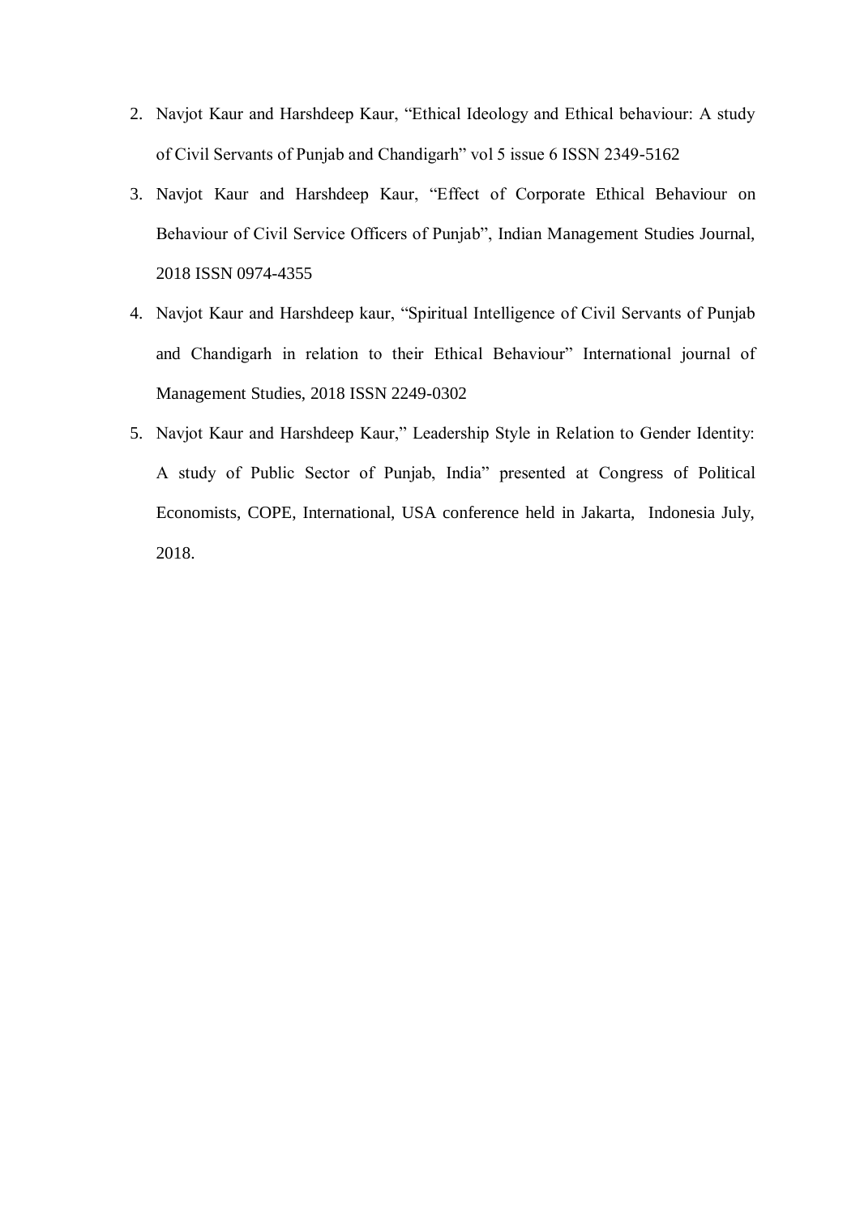2. Navjot Kaur and Harshdeep Kaur, "Ethical Ideology and Ethical behaviour: A study of Civil Servants of Punjab and Chandigarh" vol 5 issue 6 ISSN 2349-5162
3. Navjot Kaur and Harshdeep Kaur, "Effect of Corporate Ethical Behaviour on Behaviour of Civil Service Officers of Punjab", Indian Management Studies Journal, 2018 ISSN 0974-4355
4. Navjot Kaur and Harshdeep kaur, "Spiritual Intelligence of Civil Servants of Punjab and Chandigarh in relation to their Ethical Behaviour" International journal of Management Studies, 2018 ISSN 2249-0302
5. Navjot Kaur and Harshdeep Kaur," Leadership Style in Relation to Gender Identity: A study of Public Sector of Punjab, India" presented at Congress of Political Economists, COPE, International, USA conference held in Jakarta, Indonesia July, 2018.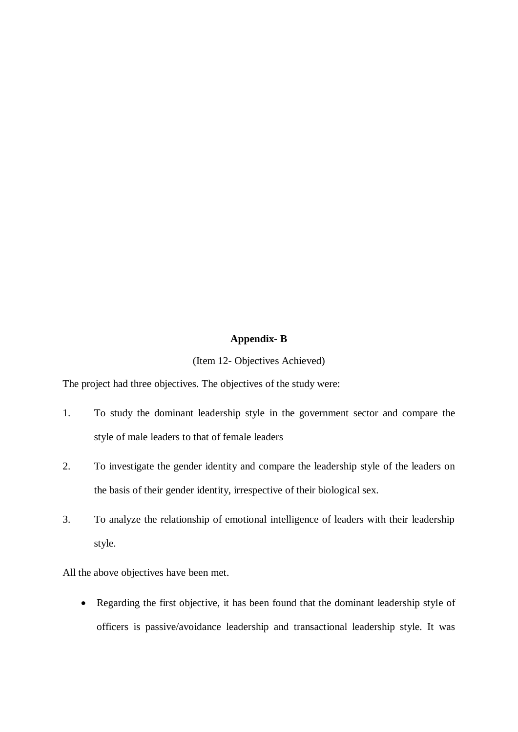**Appendix- B**

(Item 12- Objectives Achieved)

The project had three objectives. The objectives of the study were:

1. To study the dominant leadership style in the government sector and compare the style of male leaders to that of female leaders
2. To investigate the gender identity and compare the leadership style of the leaders on the basis of their gender identity, irrespective of their biological sex.
3. To analyze the relationship of emotional intelligence of leaders with their leadership style.

All the above objectives have been met.

- Regarding the first objective, it has been found that the dominant leadership style of officers is passive/avoidance leadership and transactional leadership style. It was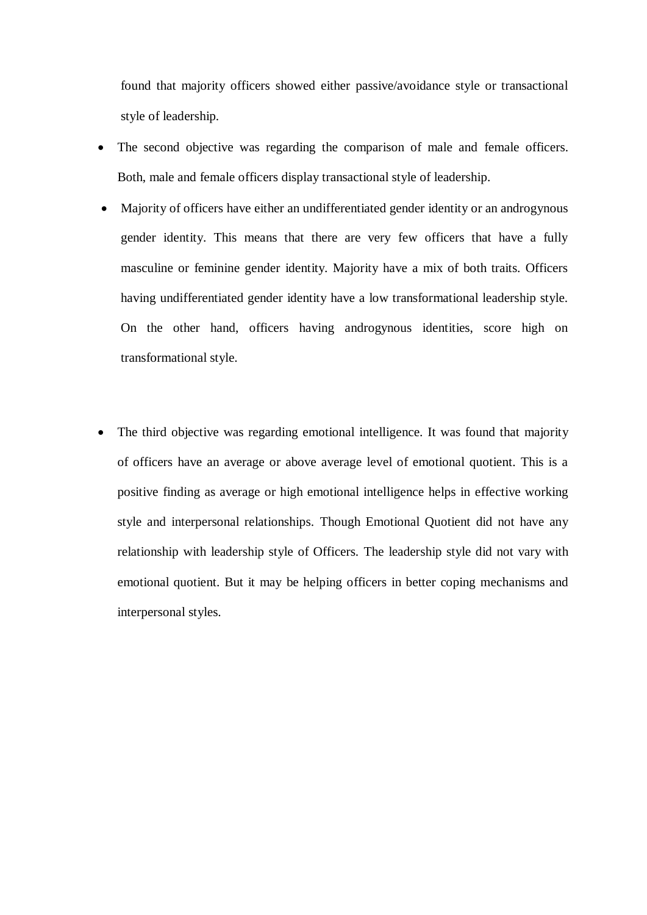found that majority officers showed either passive/avoidance style or transactional style of leadership.

- The second objective was regarding the comparison of male and female officers. Both, male and female officers display transactional style of leadership.
- Majority of officers have either an undifferentiated gender identity or an androgynous gender identity. This means that there are very few officers that have a fully masculine or feminine gender identity. Majority have a mix of both traits. Officers having undifferentiated gender identity have a low transformational leadership style. On the other hand, officers having androgynous identities, score high on transformational style.

- The third objective was regarding emotional intelligence. It was found that majority of officers have an average or above average level of emotional quotient. This is a positive finding as average or high emotional intelligence helps in effective working style and interpersonal relationships. Though Emotional Quotient did not have any relationship with leadership style of Officers. The leadership style did not vary with emotional quotient. But it may be helping officers in better coping mechanisms and interpersonal styles.